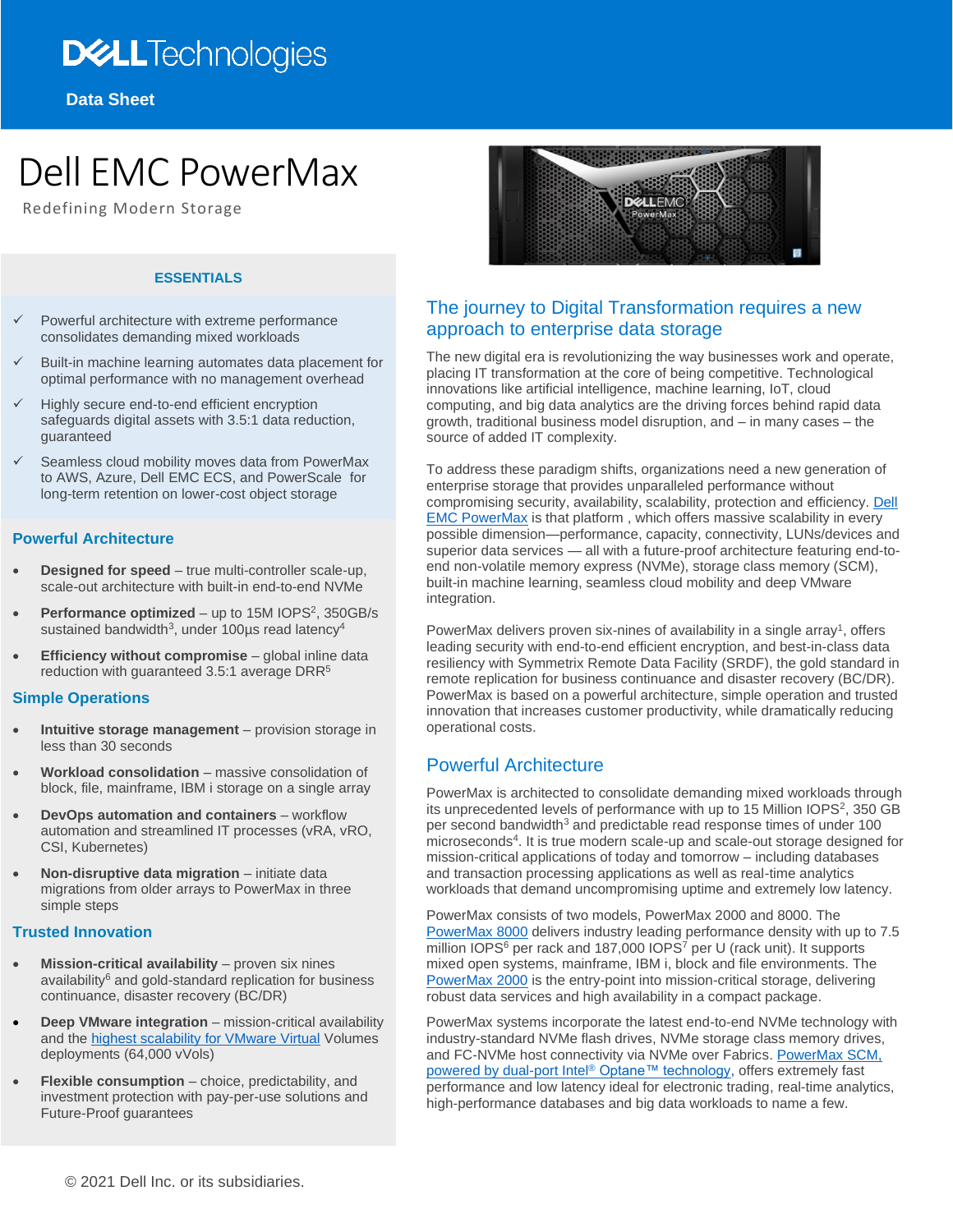Data Sheet

# Dell EMC PowerMax

Redefining Modern Storage

## ESSENTIALS

- ✓ Powerful architecture with extreme performance consolidates demanding mixed workloads
- ✓ Built-in machine learning automates data placement for optimal performance with no management overhead
- ✓ Highly secure end-to-end efficient encryption safeguards digital assets with 3.5:1 data reduction, guaranteed
- ✓ Seamless cloud mobility moves data from PowerMax to AWS, Azure, Dell EMC ECS, and PowerScale for long-term retention on lower-cost object storage

### Powerful Architecture

- **Designed for speed** – true multi-controller scale-up, scale-out architecture with built-in end-to-end NVMe
- **Performance optimized** – up to 15M IOPS[2], 350GB/s sustained bandwidth[3], under 100µs read latency[4]
- **Efficiency without compromise** – global inline data reduction with guaranteed 3.5:1 average DRR[5]

### Simple Operations

- **Intuitive storage management** – provision storage in less than 30 seconds
- **Workload consolidation** – massive consolidation of block, file, mainframe, IBM i storage on a single array
- **DevOps automation and containers** – workflow automation and streamlined IT processes (vRA, vRO, CSI, Kubernetes)
- **Non-disruptive data migration** – initiate data migrations from older arrays to PowerMax in three simple steps

### Trusted Innovation

- **Mission-critical availability** – proven six nines availability[6] and gold-standard replication for business continuance, disaster recovery (BC/DR)
- **Deep VMware integration** – mission-critical availability and the highest scalability for VMware Virtual Volumes deployments (64,000 vVols)
- **Flexible consumption** – choice, predictability, and investment protection with pay-per-use solutions and Future-Proof guarantees

## The journey to Digital Transformation requires a new approach to enterprise data storage

The new digital era is revolutionizing the way businesses work and operate, placing IT transformation at the core of being competitive. Technological innovations like artificial intelligence, machine learning, IoT, cloud computing, and big data analytics are the driving forces behind rapid data growth, traditional business model disruption, and – in many cases – the source of added IT complexity.

To address these paradigm shifts, organizations need a new generation of enterprise storage that provides unparalleled performance without compromising security, availability, scalability, protection and efficiency. Dell EMC PowerMax is that platform , which offers massive scalability in every possible dimension—performance, capacity, connectivity, LUNs/devices and superior data services — all with a future-proof architecture featuring end-to-end non-volatile memory express (NVMe), storage class memory (SCM), built-in machine learning, seamless cloud mobility and deep VMware integration.

PowerMax delivers proven six-nines of availability in a single array[1], offers leading security with end-to-end efficient encryption, and best-in-class data resiliency with Symmetrix Remote Data Facility (SRDF), the gold standard in remote replication for business continuance and disaster recovery (BC/DR). PowerMax is based on a powerful architecture, simple operation and trusted innovation that increases customer productivity, while dramatically reducing operational costs.

## Powerful Architecture

PowerMax is architected to consolidate demanding mixed workloads through its unprecedented levels of performance with up to 15 Million IOPS[2], 350 GB per second bandwidth[3] and predictable read response times of under 100 microseconds[4]. It is true modern scale-up and scale-out storage designed for mission-critical applications of today and tomorrow – including databases and transaction processing applications as well as real-time analytics workloads that demand uncompromising uptime and extremely low latency.

PowerMax consists of two models, PowerMax 2000 and 8000. The PowerMax 8000 delivers industry leading performance density with up to 7.5 million IOPS[6] per rack and 187,000 IOPS[7] per U (rack unit). It supports mixed open systems, mainframe, IBM i, block and file environments. The PowerMax 2000 is the entry-point into mission-critical storage, delivering robust data services and high availability in a compact package.

PowerMax systems incorporate the latest end-to-end NVMe technology with industry-standard NVMe flash drives, NVMe storage class memory drives, and FC-NVMe host connectivity via NVMe over Fabrics. PowerMax SCM, powered by dual-port Intel® Optane™ technology, offers extremely fast performance and low latency ideal for electronic trading, real-time analytics, high-performance databases and big data workloads to name a few.

© 2021 Dell Inc. or its subsidiaries.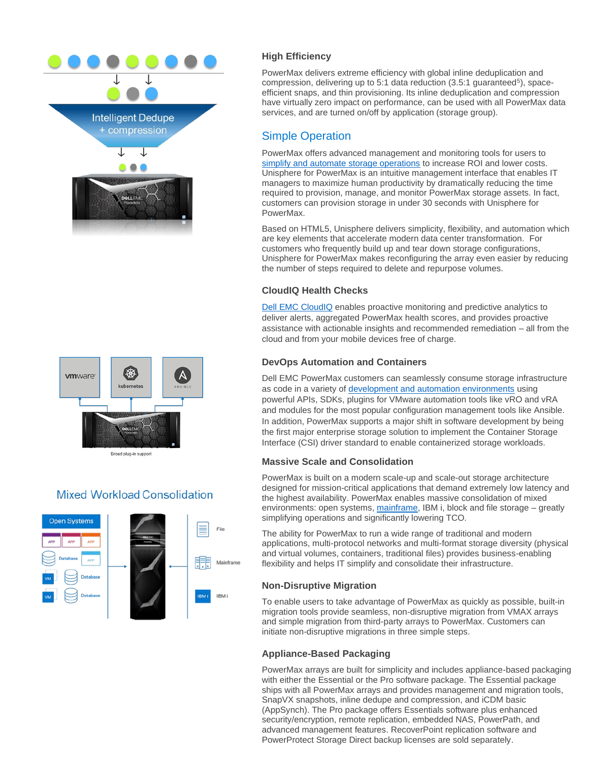### High Efficiency

PowerMax delivers extreme efficiency with global inline deduplication and compression, delivering up to 5:1 data reduction (3.5:1 guaranteed[5]), space-efficient snaps, and thin provisioning. Its inline deduplication and compression have virtually zero impact on performance, can be used with all PowerMax data services, and are turned on/off by application (storage group).

## Simple Operation

PowerMax offers advanced management and monitoring tools for users to simplify and automate storage operations to increase ROI and lower costs. Unisphere for PowerMax is an intuitive management interface that enables IT managers to maximize human productivity by dramatically reducing the time required to provision, manage, and monitor PowerMax storage assets. In fact, customers can provision storage in under 30 seconds with Unisphere for PowerMax.

Based on HTML5, Unisphere delivers simplicity, flexibility, and automation which are key elements that accelerate modern data center transformation. For customers who frequently build up and tear down storage configurations, Unisphere for PowerMax makes reconfiguring the array even easier by reducing the number of steps required to delete and repurpose volumes.

### CloudIQ Health Checks

Dell EMC CloudIQ enables proactive monitoring and predictive analytics to deliver alerts, aggregated PowerMax health scores, and provides proactive assistance with actionable insights and recommended remediation – all from the cloud and from your mobile devices free of charge.

### DevOps Automation and Containers

Dell EMC PowerMax customers can seamlessly consume storage infrastructure as code in a variety of development and automation environments using powerful APIs, SDKs, plugins for VMware automation tools like vRO and vRA and modules for the most popular configuration management tools like Ansible. In addition, PowerMax supports a major shift in software development by being the first major enterprise storage solution to implement the Container Storage Interface (CSI) driver standard to enable containerized storage workloads.

### Massive Scale and Consolidation

PowerMax is built on a modern scale-up and scale-out storage architecture designed for mission-critical applications that demand extremely low latency and the highest availability. PowerMax enables massive consolidation of mixed environments: open systems, mainframe, IBM i, block and file storage – greatly simplifying operations and significantly lowering TCO.

The ability for PowerMax to run a wide range of traditional and modern applications, multi-protocol networks and multi-format storage diversity (physical and virtual volumes, containers, traditional files) provides business-enabling flexibility and helps IT simplify and consolidate their infrastructure.

### Non-Disruptive Migration

To enable users to take advantage of PowerMax as quickly as possible, built-in migration tools provide seamless, non-disruptive migration from VMAX arrays and simple migration from third-party arrays to PowerMax. Customers can initiate non-disruptive migrations in three simple steps.

### Appliance-Based Packaging

PowerMax arrays are built for simplicity and includes appliance-based packaging with either the Essential or the Pro software package. The Essential package ships with all PowerMax arrays and provides management and migration tools, SnapVX snapshots, inline dedupe and compression, and iCDM basic (AppSynch). The Pro package offers Essentials software plus enhanced security/encryption, remote replication, embedded NAS, PowerPath, and advanced management features. RecoverPoint replication software and PowerProtect Storage Direct backup licenses are sold separately.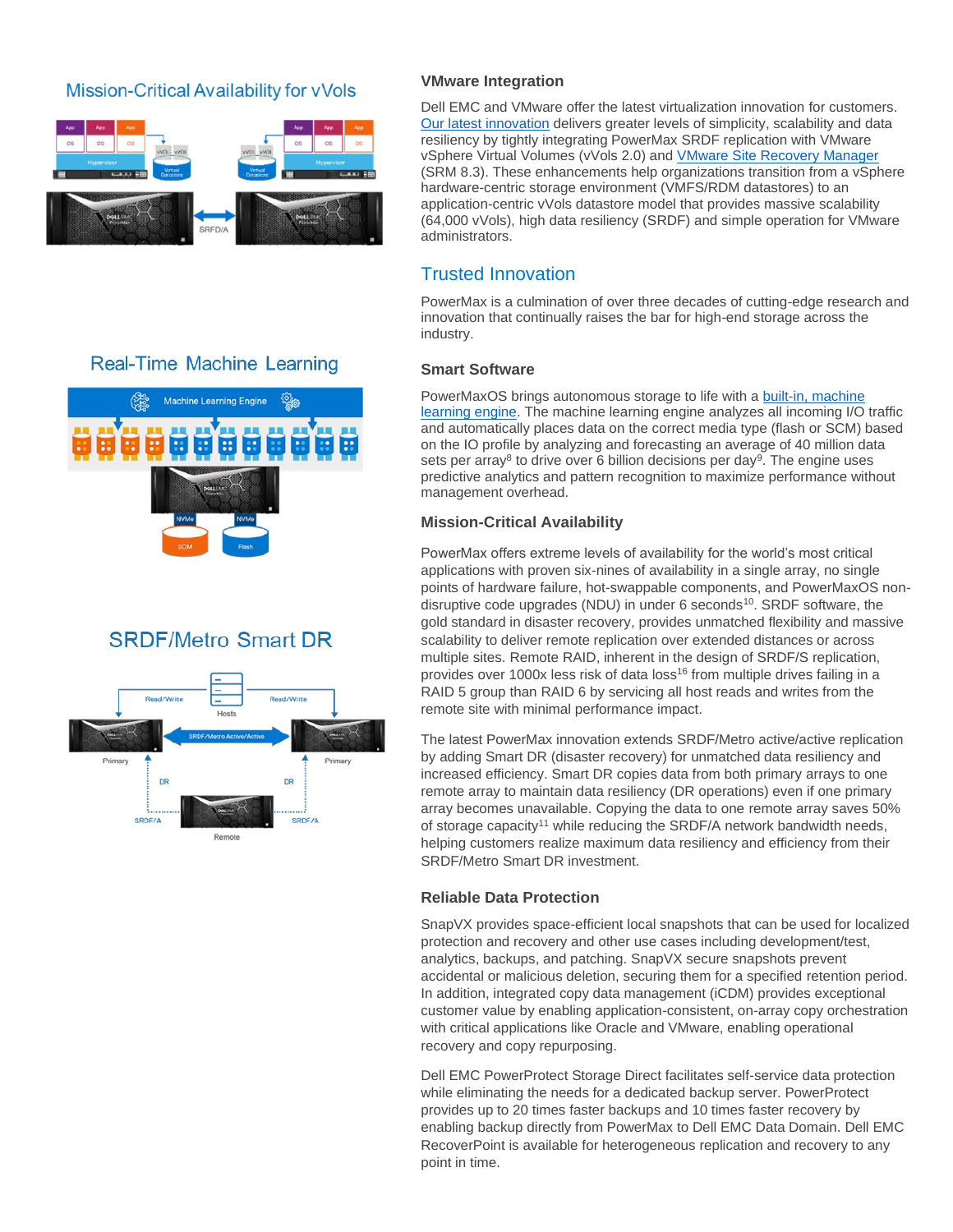### Mission-Critical Availability for vVols

### Real-Time Machine Learning

### SRDF/Metro Smart DR

### VMware Integration

Dell EMC and VMware offer the latest virtualization innovation for customers. Our latest innovation delivers greater levels of simplicity, scalability and data resiliency by tightly integrating PowerMax SRDF replication with VMware vSphere Virtual Volumes (vVols 2.0) and VMware Site Recovery Manager (SRM 8.3). These enhancements help organizations transition from a vSphere hardware-centric storage environment (VMFS/RDM datastores) to an application-centric vVols datastore model that provides massive scalability (64,000 vVols), high data resiliency (SRDF) and simple operation for VMware administrators.

## Trusted Innovation

PowerMax is a culmination of over three decades of cutting-edge research and innovation that continually raises the bar for high-end storage across the industry.

### Smart Software

PowerMaxOS brings autonomous storage to life with a built-in, machine learning engine. The machine learning engine analyzes all incoming I/O traffic and automatically places data on the correct media type (flash or SCM) based on the IO profile by analyzing and forecasting an average of 40 million data sets per array[8] to drive over 6 billion decisions per day[9]. The engine uses predictive analytics and pattern recognition to maximize performance without management overhead.

### Mission-Critical Availability

PowerMax offers extreme levels of availability for the world's most critical applications with proven six-nines of availability in a single array, no single points of hardware failure, hot-swappable components, and PowerMaxOS non-disruptive code upgrades (NDU) in under 6 seconds[10]. SRDF software, the gold standard in disaster recovery, provides unmatched flexibility and massive scalability to deliver remote replication over extended distances or across multiple sites. Remote RAID, inherent in the design of SRDF/S replication, provides over 1000x less risk of data loss[16] from multiple drives failing in a RAID 5 group than RAID 6 by servicing all host reads and writes from the remote site with minimal performance impact.

The latest PowerMax innovation extends SRDF/Metro active/active replication by adding Smart DR (disaster recovery) for unmatched data resiliency and increased efficiency. Smart DR copies data from both primary arrays to one remote array to maintain data resiliency (DR operations) even if one primary array becomes unavailable. Copying the data to one remote array saves 50% of storage capacity[11] while reducing the SRDF/A network bandwidth needs, helping customers realize maximum data resiliency and efficiency from their SRDF/Metro Smart DR investment.

### Reliable Data Protection

SnapVX provides space-efficient local snapshots that can be used for localized protection and recovery and other use cases including development/test, analytics, backups, and patching. SnapVX secure snapshots prevent accidental or malicious deletion, securing them for a specified retention period. In addition, integrated copy data management (iCDM) provides exceptional customer value by enabling application-consistent, on-array copy orchestration with critical applications like Oracle and VMware, enabling operational recovery and copy repurposing.

Dell EMC PowerProtect Storage Direct facilitates self-service data protection while eliminating the needs for a dedicated backup server. PowerProtect provides up to 20 times faster backups and 10 times faster recovery by enabling backup directly from PowerMax to Dell EMC Data Domain. Dell EMC RecoverPoint is available for heterogeneous replication and recovery to any point in time.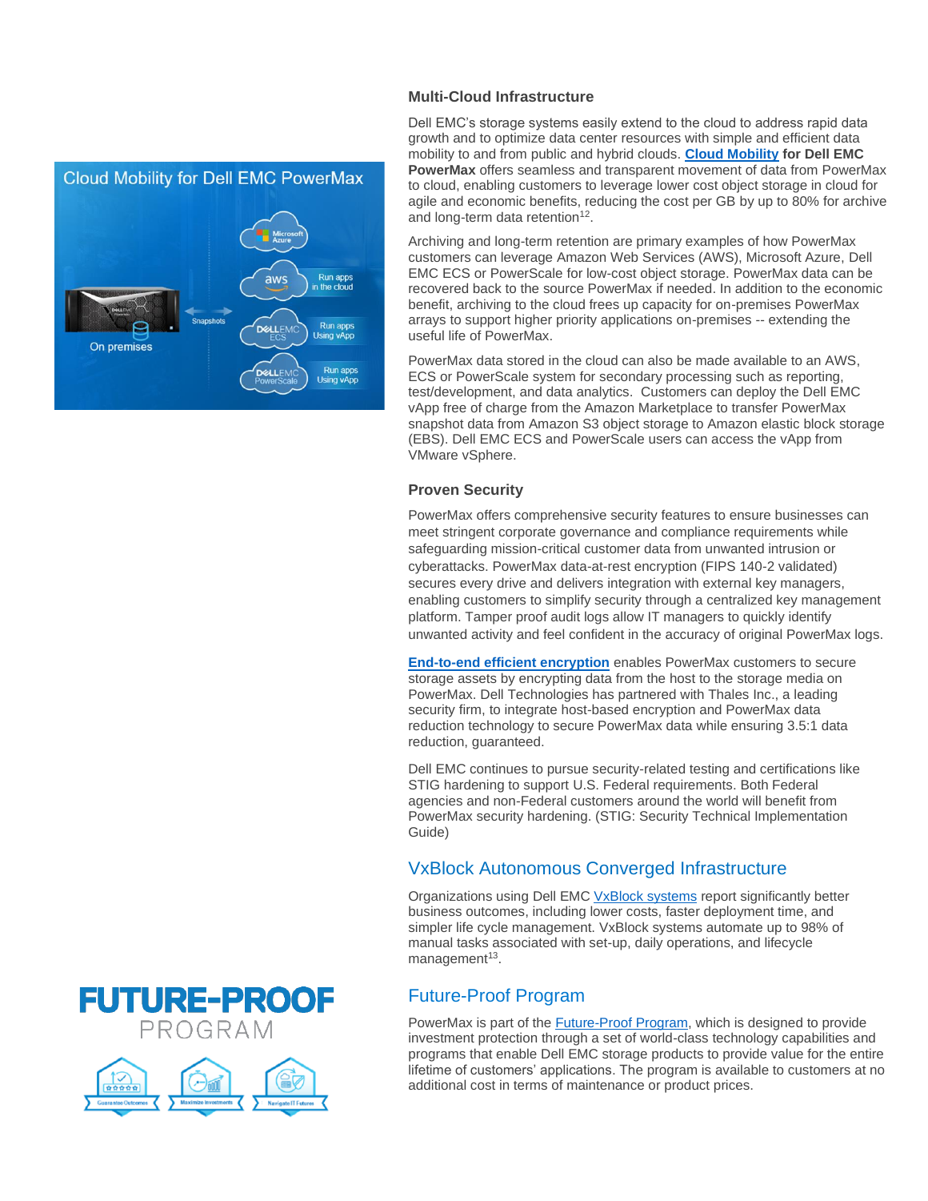### Multi-Cloud Infrastructure

Dell EMC's storage systems easily extend to the cloud to address rapid data growth and to optimize data center resources with simple and efficient data mobility to and from public and hybrid clouds. **Cloud Mobility for Dell EMC PowerMax** offers seamless and transparent movement of data from PowerMax to cloud, enabling customers to leverage lower cost object storage in cloud for agile and economic benefits, reducing the cost per GB by up to 80% for archive and long-term data retention[12].

Archiving and long-term retention are primary examples of how PowerMax customers can leverage Amazon Web Services (AWS), Microsoft Azure, Dell EMC ECS or PowerScale for low-cost object storage. PowerMax data can be recovered back to the source PowerMax if needed. In addition to the economic benefit, archiving to the cloud frees up capacity for on-premises PowerMax arrays to support higher priority applications on-premises -- extending the useful life of PowerMax.

PowerMax data stored in the cloud can also be made available to an AWS, ECS or PowerScale system for secondary processing such as reporting, test/development, and data analytics. Customers can deploy the Dell EMC vApp free of charge from the Amazon Marketplace to transfer PowerMax snapshot data from Amazon S3 object storage to Amazon elastic block storage (EBS). Dell EMC ECS and PowerScale users can access the vApp from VMware vSphere.

### Proven Security

PowerMax offers comprehensive security features to ensure businesses can meet stringent corporate governance and compliance requirements while safeguarding mission-critical customer data from unwanted intrusion or cyberattacks. PowerMax data-at-rest encryption (FIPS 140-2 validated) secures every drive and delivers integration with external key managers, enabling customers to simplify security through a centralized key management platform. Tamper proof audit logs allow IT managers to quickly identify unwanted activity and feel confident in the accuracy of original PowerMax logs.

**End-to-end efficient encryption** enables PowerMax customers to secure storage assets by encrypting data from the host to the storage media on PowerMax. Dell Technologies has partnered with Thales Inc., a leading security firm, to integrate host-based encryption and PowerMax data reduction technology to secure PowerMax data while ensuring 3.5:1 data reduction, guaranteed.

Dell EMC continues to pursue security-related testing and certifications like STIG hardening to support U.S. Federal requirements. Both Federal agencies and non-Federal customers around the world will benefit from PowerMax security hardening. (STIG: Security Technical Implementation Guide)

## VxBlock Autonomous Converged Infrastructure

Organizations using Dell EMC VxBlock systems report significantly better business outcomes, including lower costs, faster deployment time, and simpler life cycle management. VxBlock systems automate up to 98% of manual tasks associated with set-up, daily operations, and lifecycle management[13].

## Future-Proof Program

PowerMax is part of the Future-Proof Program, which is designed to provide investment protection through a set of world-class technology capabilities and programs that enable Dell EMC storage products to provide value for the entire lifetime of customers' applications. The program is available to customers at no additional cost in terms of maintenance or product prices.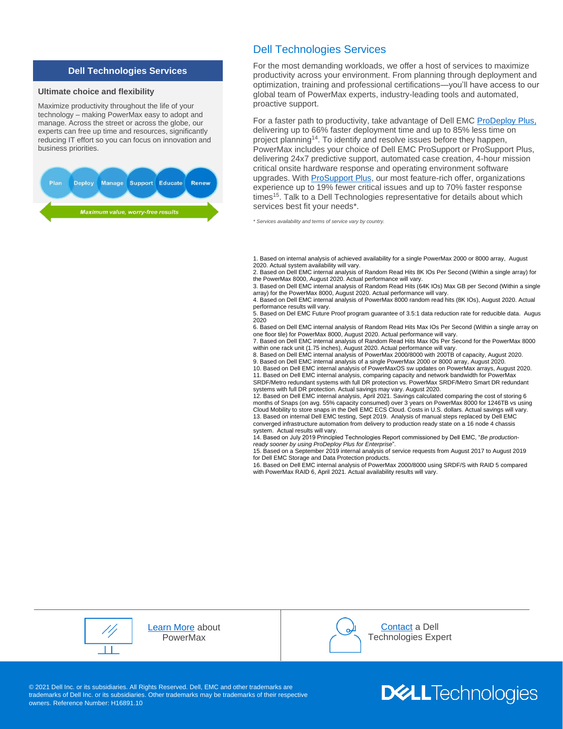## Dell Technologies Services

### Ultimate choice and flexibility

Maximize productivity throughout the life of your technology – making PowerMax easy to adopt and manage. Across the street or across the globe, our experts can free up time and resources, significantly reducing IT effort so you can focus on innovation and business priorities.

Plan Deploy Manage Support Educate Renew

Maximum value, worry-free results

## Dell Technologies Services

For the most demanding workloads, we offer a host of services to maximize productivity across your environment. From planning through deployment and optimization, training and professional certifications—you'll have access to our global team of PowerMax experts, industry-leading tools and automated, proactive support.

For a faster path to productivity, take advantage of Dell EMC ProDeploy Plus, delivering up to 66% faster deployment time and up to 85% less time on project planning[14]. To identify and resolve issues before they happen, PowerMax includes your choice of Dell EMC ProSupport or ProSupport Plus, delivering 24x7 predictive support, automated case creation, 4-hour mission critical onsite hardware response and operating environment software upgrades. With ProSupport Plus, our most feature-rich offer, organizations experience up to 19% fewer critical issues and up to 70% faster response times[15]. Talk to a Dell Technologies representative for details about which services best fit your needs*.

*\* Services availability and terms of service vary by country.*

1. Based on internal analysis of achieved availability for a single PowerMax 2000 or 8000 array, August 2020. Actual system availability will vary.
2. Based on Dell EMC internal analysis of Random Read Hits 8K IOs Per Second (Within a single array) for the PowerMax 8000, August 2020. Actual performance will vary.
3. Based on Dell EMC internal analysis of Random Read Hits (64K IOs) Max GB per Second (Within a single array) for the PowerMax 8000, August 2020. Actual performance will vary.
4. Based on Dell EMC internal analysis of PowerMax 8000 random read hits (8K IOs), August 2020. Actual performance results will vary.
5. Based on Del EMC Future Proof program guarantee of 3.5:1 data reduction rate for reducible data. Augus 2020
6. Based on Dell EMC internal analysis of Random Read Hits Max IOs Per Second (Within a single array on one floor tile) for PowerMax 8000, August 2020. Actual performance will vary.
7. Based on Dell EMC internal analysis of Random Read Hits Max IOs Per Second for the PowerMax 8000 within one rack unit (1.75 inches), August 2020. Actual performance will vary.
8. Based on Dell EMC internal analysis of PowerMax 2000/8000 with 200TB of capacity, August 2020.
9. Based on Dell EMC internal analysis of a single PowerMax 2000 or 8000 array, August 2020.
10. Based on Dell EMC internal analysis of PowerMaxOS sw updates on PowerMax arrays, August 2020.
11. Based on Dell EMC internal analysis, comparing capacity and network bandwidth for PowerMax SRDF/Metro redundant systems with full DR protection vs. PowerMax SRDF/Metro Smart DR redundant systems with full DR protection. Actual savings may vary. August 2020.
12. Based on Dell EMC internal analysis, April 2021. Savings calculated comparing the cost of storing 6 months of Snaps (on avg. 55% capacity consumed) over 3 years on PowerMax 8000 for 1246TB vs using Cloud Mobility to store snaps in the Dell EMC ECS Cloud. Costs in U.S. dollars. Actual savings will vary.
13. Based on internal Dell EMC testing, Sept 2019. Analysis of manual steps replaced by Dell EMC converged infrastructure automation from delivery to production ready state on a 16 node 4 chassis system. Actual results will vary.
14. Based on July 2019 Principled Technologies Report commissioned by Dell EMC, "*Be production-ready sooner by using ProDeploy Plus for Enterprise*".
15. Based on a September 2019 internal analysis of service requests from August 2017 to August 2019 for Dell EMC Storage and Data Protection products.
16. Based on Dell EMC internal analysis of PowerMax 2000/8000 using SRDF/S with RAID 5 compared with PowerMax RAID 6, April 2021. Actual availability results will vary.

Learn More about PowerMax

Contact a Dell Technologies Expert

© 2021 Dell Inc. or its subsidiaries. All Rights Reserved. Dell, EMC and other trademarks are trademarks of Dell Inc. or its subsidiaries. Other trademarks may be trademarks of their respective owners. Reference Number: H16891.10

DELL Technologies